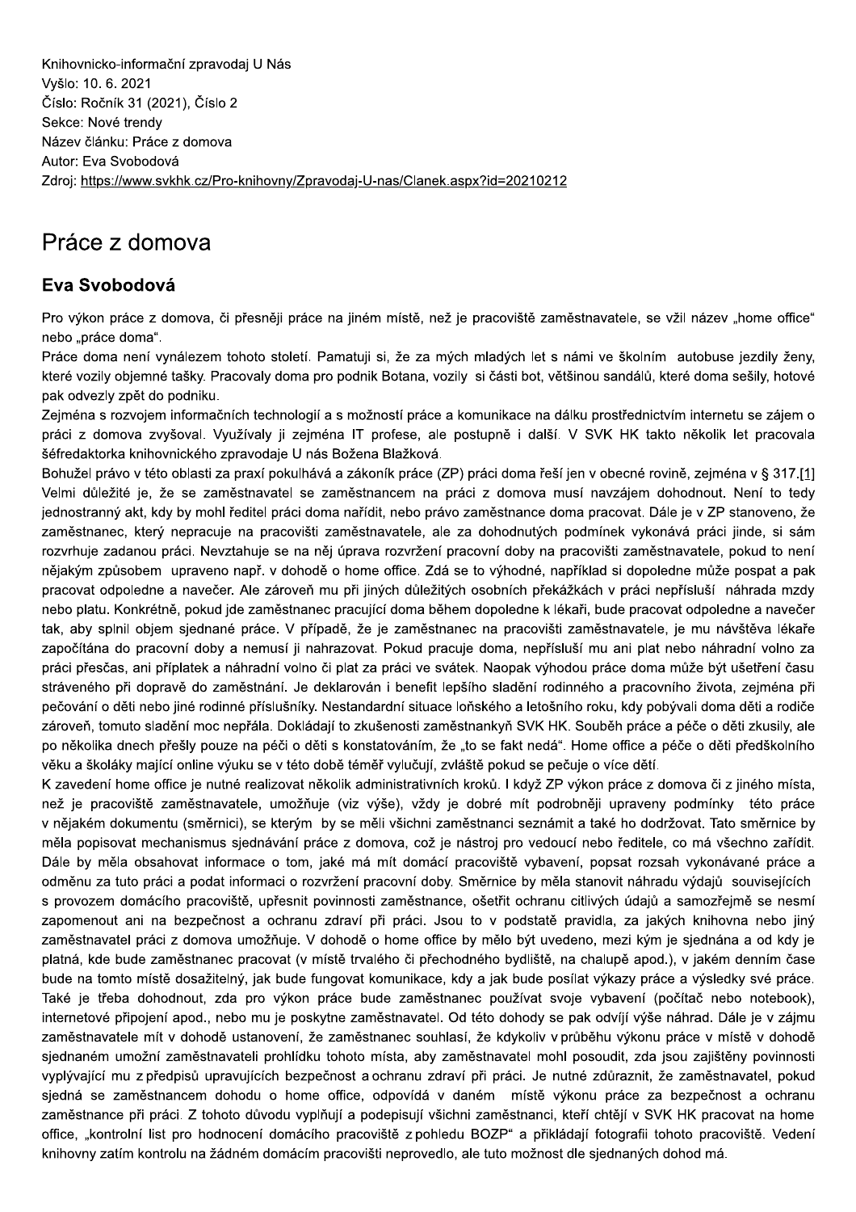Knihovnicko-informační zpravodaj U Nás
Vyšlo: 10. 6. 2021
Číslo: Ročník 31 (2021), Číslo 2
Sekce: Nové trendy
Název článku: Práce z domova
Autor: Eva Svobodová
Zdroj: https://www.svkhk.cz/Pro-knihovny/Zpravodaj-U-nas/Clanek.aspx?id=20210212

# Práce z domova

## Eva Svobodová

Pro výkon práce z domova, či přesněji práce na jiném místě, než je pracoviště zaměstnavatele, se vžil název „home office" nebo „práce doma".

Práce doma není vynálezem tohoto století. Pamatuji si, že za mých mladých let s námi ve školním autobuse jezdily ženy, které vozily objemné tašky. Pracovaly doma pro podnik Botana, vozily si části bot, většinou sandálů, které doma sešily, hotové pak odvezly zpět do podniku.

Zejména s rozvojem informačních technologií a s možností práce a komunikace na dálku prostřednictvím internetu se zájem o práci z domova zvyšoval. Využívaly ji zejména IT profese, ale postupně i další. V SVK HK takto několik let pracovala šéfredaktorka knihovnického zpravodaje U nás Božena Blažková.

Bohužel právo v této oblasti za praxí pokulhává a zákoník práce (ZP) práci doma řeší jen v obecné rovině, zejména v § 317.[1] Velmi důležité je, že se zaměstnavatel se zaměstnancem na práci z domova musí navzájem dohodnout. Není to tedy jednostranný akt, kdy by mohl ředitel práci doma nařídit, nebo právo zaměstnance doma pracovat. Dále je v ZP stanoveno, že zaměstnanec, který nepracuje na pracovišti zaměstnavatele, ale za dohodnutých podmínek vykonává práci jinde, si sám rozvrhuje zadanou práci. Nevztahuje se na něj úprava rozvržení pracovní doby na pracovišti zaměstnavatele, pokud to není nějakým způsobem upraveno např. v dohodě o home office. Zdá se to výhodné, například si dopoledne může pospat a pak pracovat odpoledne a navečer. Ale zároveň mu při jiných důležitých osobních překážkách v práci nepřísluší náhrada mzdy nebo platu. Konkrétně, pokud jde zaměstnanec pracující doma během dopoledne k lékaři, bude pracovat odpoledne a navečer tak, aby splnil objem sjednané práce. V případě, že je zaměstnanec na pracovišti zaměstnavatele, je mu návštěva lékaře započítána do pracovní doby a nemusí ji nahrazovat. Pokud pracuje doma, nepřísluší mu ani plat nebo náhradní volno za práci přesčas, ani příplatek a náhradní volno či plat za práci ve svátek. Naopak výhodou práce doma může být ušetření času stráveného při dopravě do zaměstnání. Je deklarován i benefit lepšího sladění rodinného a pracovního života, zejména při pečování o děti nebo jiné rodinné příslušníky. Nestandardní situace loňského a letošního roku, kdy pobývali doma děti a rodiče zároveň, tomuto sladění moc nepřála. Dokládají to zkušenosti zaměstnankyň SVK HK. Souběh práce a péče o děti zkusily, ale po několika dnech přešly pouze na péči o děti s konstatováním, že „to se fakt nedá". Home office a péče o děti předškolního věku a školáky mající online výuku se v této době téměř vylučují, zvláště pokud se pečuje o více dětí.

K zavedení home office je nutné realizovat několik administrativních kroků. I když ZP výkon práce z domova či z jiného místa, než je pracoviště zaměstnavatele, umožňuje (viz výše), vždy je dobré mít podrobněji upraveny podmínky této práce v nějakém dokumentu (směrnici), se kterým by se měli všichni zaměstnanci seznámit a také ho dodržovat. Tato směrnice by měla popisovat mechanismus sjednávání práce z domova, což je nástroj pro vedoucí nebo ředitele, co má všechno zařídit. Dále by měla obsahovat informace o tom, jaké má mít domácí pracoviště vybavení, popsat rozsah vykonávané práce a odměnu za tuto práci a podat informaci o rozvržení pracovní doby. Směrnice by měla stanovit náhradu výdajů souvisejících s provozem domácího pracoviště, upřesnit povinnosti zaměstnance, ošetřit ochranu citlivých údajů a samozřejmě se nesmí zapomenout ani na bezpečnost a ochranu zdraví při práci. Jsou to v podstatě pravidla, za jakých knihovna nebo jiný zaměstnavatel práci z domova umožňuje. V dohodě o home office by mělo být uvedeno, mezi kým je sjednána a od kdy je platná, kde bude zaměstnanec pracovat (v místě trvalého či přechodného bydliště, na chalupě apod.), v jakém denním čase bude na tomto místě dosažitelný, jak bude fungovat komunikace, kdy a jak bude posílat výkazy práce a výsledky své práce. Také je třeba dohodnout, zda pro výkon práce bude zaměstnanec používat svoje vybavení (počítač nebo notebook), internetové připojení apod., nebo mu je poskytne zaměstnavatel. Od této dohody se pak odvíjí výše náhrad. Dále je v zájmu zaměstnavatele mít v dohodě ustanovení, že zaměstnanec souhlasí, že kdykoliv v průběhu výkonu práce v místě v dohodě sjednaném umožní zaměstnavateli prohlídku tohoto místa, aby zaměstnavatel mohl posoudit, zda jsou zajištěny povinnosti vyplývající mu z předpisů upravujících bezpečnost a ochranu zdraví při práci. Je nutné zdůraznit, že zaměstnavatel, pokud sjedná se zaměstnancem dohodu o home office, odpovídá v daném místě výkonu práce za bezpečnost a ochranu zaměstnance při práci. Z tohoto důvodu vyplňují a podepisují všichni zaměstnanci, kteří chtějí v SVK HK pracovat na home office, „kontrolní list pro hodnocení domácího pracoviště z pohledu BOZP" a přikládají fotografii tohoto pracoviště. Vedení knihovny zatím kontrolu na žádném domácím pracovišti neprovedlo, ale tuto možnost dle sjednaných dohod má.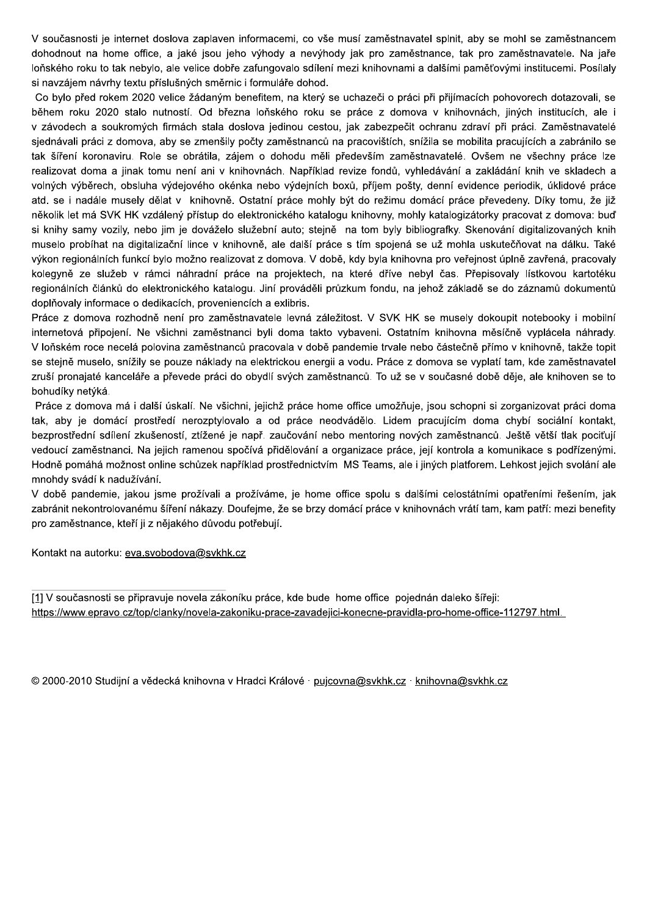V současnosti je internet doslova zaplaven informacemi, co vše musí zaměstnavatel splnit, aby se mohl se zaměstnancem dohodnout na home office, a jaké jsou jeho výhody a nevýhody jak pro zaměstnance, tak pro zaměstnavatele. Na jaře loňského roku to tak nebylo, ale velice dobře zafungovalo sdílení mezi knihovnami a dalšími paměťovými institucemi. Posílaly si navzájem návrhy textu příslušných směrnic i formuláře dohod.

Co bylo před rokem 2020 velice žádaným benefitem, na který se uchazeči o práci při přijímacích pohovorech dotazovali, se během roku 2020 stalo nutností. Od března loňského roku se práce z domova v knihovnách, jiných institucích, ale i v závodech a soukromých firmách stala doslova jedinou cestou, jak zabezpečit ochranu zdraví při práci. Zaměstnavatelé sjednávali práci z domova, aby se zmenšily počty zaměstnanců na pracovištích, snížila se mobilita pracujících a zabránilo se tak šíření koronaviru. Role se obrátila, zájem o dohodu měli především zaměstnavatelé. Ovšem ne všechny práce lze realizovat doma a jinak tomu není ani v knihovnách. Například revize fondů, vyhledávání a zakládání knih ve skladech a volných výběrech, obsluha výdejového okénka nebo výdejních boxů, příjem pošty, denní evidence periodik, úklidové práce atd. se i nadále musely dělat v knihovně. Ostatní práce mohly být do režimu domácí práce převedeny. Díky tomu, že již několik let má SVK HK vzdálený přístup do elektronického katalogu knihovny, mohly katalogizátorky pracovat z domova: buď si knihy samy vozily, nebo jim je dováželo služební auto; stejně na tom byly bibliografky. Skenování digitalizovaných knih muselo probíhat na digitalizační lince v knihovně, ale další práce s tím spojená se už mohla uskutečňovat na dálku. Také výkon regionálních funkcí bylo možno realizovat z domova. V době, kdy byla knihovna pro veřejnost úplně zavřená, pracovaly kolegyně ze služeb v rámci náhradní práce na projektech, na které dříve nebyl čas. Přepisovaly lístkovou kartotéku regionálních článků do elektronického katalogu. Jiní prováděli průzkum fondu, na jehož základě se do záznamů dokumentů doplňovaly informace o dedikacích, proveniencích a exlibris.

Práce z domova rozhodně není pro zaměstnavatele levná záležitost. V SVK HK se musely dokoupit notebooky i mobilní internetová připojení. Ne všichni zaměstnanci byli doma takto vybaveni. Ostatním knihovna měsíčně vyplácela náhrady. V loňském roce necelá polovina zaměstnanců pracovala v době pandemie trvale nebo částečně přímo v knihovně, takže topit se stejně muselo, snížily se pouze náklady na elektrickou energii a vodu. Práce z domova se vyplatí tam, kde zaměstnavatel zruší pronajaté kanceláře a převede práci do obydlí svých zaměstnanců. To už se v současné době děje, ale knihoven se to bohudíky netýká.

Práce z domova má i další úskalí. Ne všichni, jejichž práce home office umožňuje, jsou schopni si zorganizovat práci doma tak, aby je domácí prostředí nerozptylovalo a od práce neodvádělo. Lidem pracujícím doma chybí sociální kontakt, bezprostřední sdílení zkušeností, ztížené je např. zaučování nebo mentoring nových zaměstnanců. Ještě větší tlak pociťují vedoucí zaměstnanci. Na jejich ramenou spočívá přidělování a organizace práce, její kontrola a komunikace s podřízenými. Hodně pomáhá možnost online schůzek například prostřednictvím MS Teams, ale i jiných platforem. Lehkost jejich svolání ale mnohdy svádí k nadužívání.

V době pandemie, jakou jsme prožívali a prožíváme, je home office spolu s dalšími celostátními opatřeními řešením, jak zabránit nekontrolovanému šíření nákazy. Doufejme, že se brzy domácí práce v knihovnách vrátí tam, kam patří: mezi benefity pro zaměstnance, kteří ji z nějakého důvodu potřebují.

Kontakt na autorku: eva.svobodova@svkhk.cz

---

[1] V současnosti se připravuje novela zákoníku práce, kde bude home office pojednán daleko šířeji: https://www.epravo.cz/top/clanky/novela-zakoniku-prace-zavadejici-konecne-pravidla-pro-home-office-112797.html.

© 2000-2010 Studijní a vědecká knihovna v Hradci Králové · pujcovna@svkhk.cz · knihovna@svkhk.cz